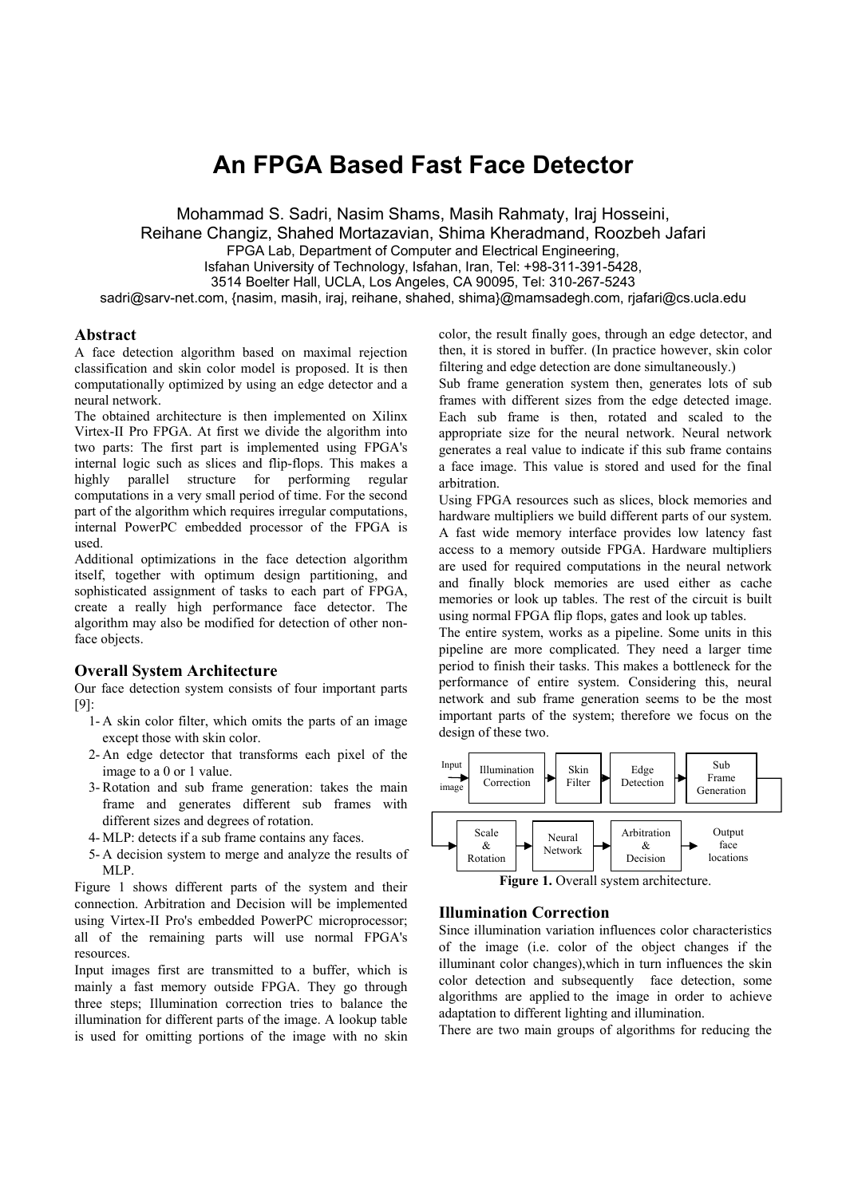# An FPGA Based Fast Face Detector

Mohammad S. Sadri, Nasim Shams, Masih Rahmaty, Iraj Hosseini,
Reihane Changiz, Shahed Mortazavian, Shima Kheradmand, Roozbeh Jafari
FPGA Lab, Department of Computer and Electrical Engineering,
Isfahan University of Technology, Isfahan, Iran, Tel: +98-311-391-5428,
3514 Boelter Hall, UCLA, Los Angeles, CA 90095, Tel: 310-267-5243
sadri@sarv-net.com, {nasim, masih, iraj, reihane, shahed, shima}@mamsadegh.com, rjafari@cs.ucla.edu

## Abstract

A face detection algorithm based on maximal rejection classification and skin color model is proposed. It is then computationally optimized by using an edge detector and a neural network.

The obtained architecture is then implemented on Xilinx Virtex-II Pro FPGA. At first we divide the algorithm into two parts: The first part is implemented using FPGA's internal logic such as slices and flip-flops. This makes a highly parallel structure for performing regular computations in a very small period of time. For the second part of the algorithm which requires irregular computations, internal PowerPC embedded processor of the FPGA is used.

Additional optimizations in the face detection algorithm itself, together with optimum design partitioning, and sophisticated assignment of tasks to each part of FPGA, create a really high performance face detector. The algorithm may also be modified for detection of other non-face objects.

## Overall System Architecture

Our face detection system consists of four important parts [9]:

1- A skin color filter, which omits the parts of an image except those with skin color.
2- An edge detector that transforms each pixel of the image to a 0 or 1 value.
3- Rotation and sub frame generation: takes the main frame and generates different sub frames with different sizes and degrees of rotation.
4- MLP: detects if a sub frame contains any faces.
5- A decision system to merge and analyze the results of MLP.

Figure 1 shows different parts of the system and their connection. Arbitration and Decision will be implemented using Virtex-II Pro's embedded PowerPC microprocessor; all of the remaining parts will use normal FPGA's resources.

Input images first are transmitted to a buffer, which is mainly a fast memory outside FPGA. They go through three steps; Illumination correction tries to balance the illumination for different parts of the image. A lookup table is used for omitting portions of the image with no skin color, the result finally goes, through an edge detector, and then, it is stored in buffer. (In practice however, skin color filtering and edge detection are done simultaneously.)

Sub frame generation system then, generates lots of sub frames with different sizes from the edge detected image. Each sub frame is then, rotated and scaled to the appropriate size for the neural network. Neural network generates a real value to indicate if this sub frame contains a face image. This value is stored and used for the final arbitration.

Using FPGA resources such as slices, block memories and hardware multipliers we build different parts of our system. A fast wide memory interface provides low latency fast access to a memory outside FPGA. Hardware multipliers are used for required computations in the neural network and finally block memories are used either as cache memories or look up tables. The rest of the circuit is built using normal FPGA flip flops, gates and look up tables.

The entire system, works as a pipeline. Some units in this pipeline are more complicated. They need a larger time period to finish their tasks. This makes a bottleneck for the performance of entire system. Considering this, neural network and sub frame generation seems to be the most important parts of the system; therefore we focus on the design of these two.

Input image → Illumination Correction → Skin Filter → Edge Detection → Sub Frame Generation → Scale & Rotation → Neural Network → Arbitration & Decision → Output face locations

**Figure 1.** Overall system architecture.

## Illumination Correction

Since illumination variation influences color characteristics of the image (i.e. color of the object changes if the illuminant color changes),which in turn influences the skin color detection and subsequently face detection, some algorithms are applied to the image in order to achieve adaptation to different lighting and illumination.

There are two main groups of algorithms for reducing the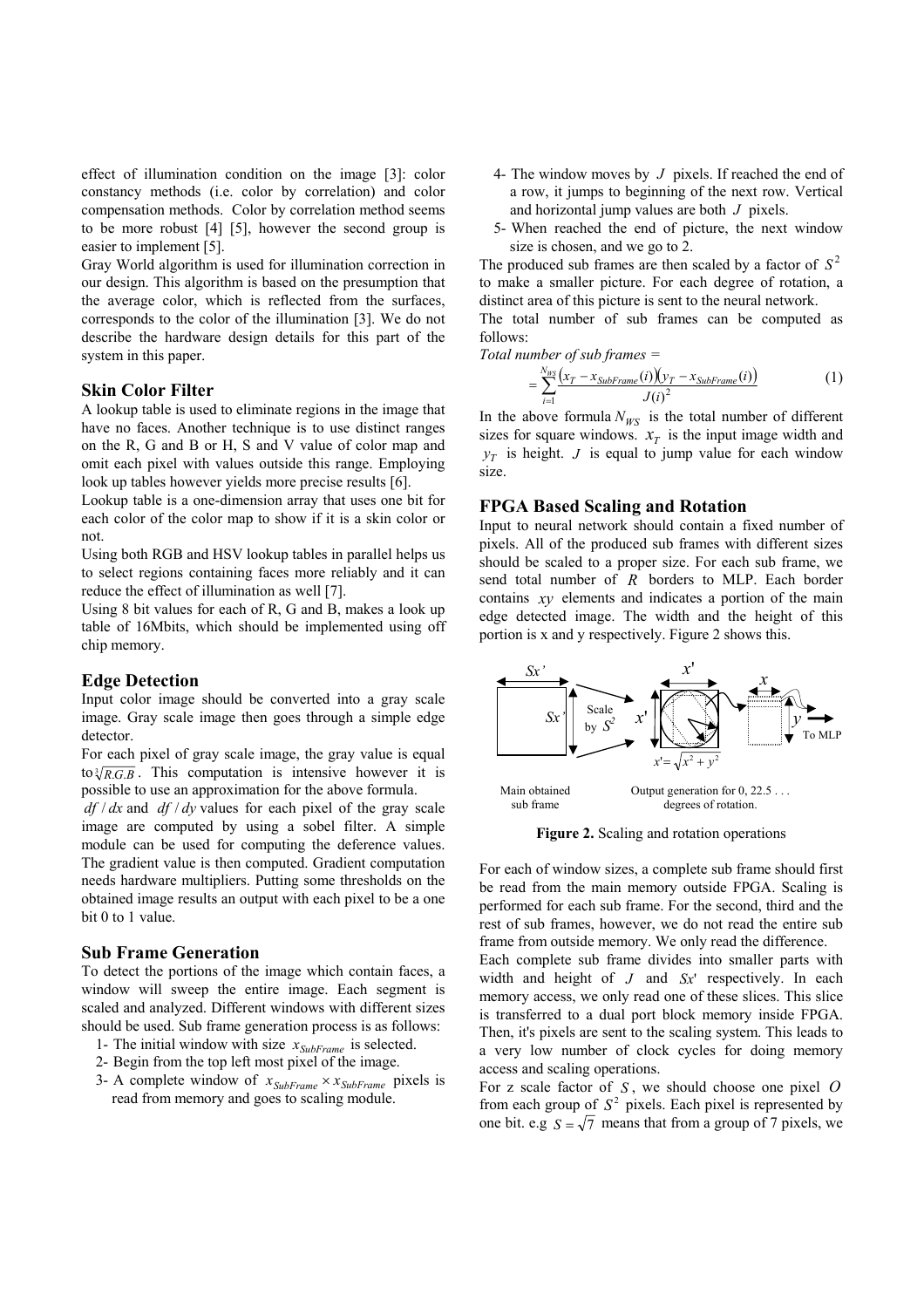effect of illumination condition on the image [3]: color constancy methods (i.e. color by correlation) and color compensation methods. Color by correlation method seems to be more robust [4] [5], however the second group is easier to implement [5].

Gray World algorithm is used for illumination correction in our design. This algorithm is based on the presumption that the average color, which is reflected from the surfaces, corresponds to the color of the illumination [3]. We do not describe the hardware design details for this part of the system in this paper.

## Skin Color Filter

A lookup table is used to eliminate regions in the image that have no faces. Another technique is to use distinct ranges on the R, G and B or H, S and V value of color map and omit each pixel with values outside this range. Employing look up tables however yields more precise results [6].

Lookup table is a one-dimension array that uses one bit for each color of the color map to show if it is a skin color or not.

Using both RGB and HSV lookup tables in parallel helps us to select regions containing faces more reliably and it can reduce the effect of illumination as well [7].

Using 8 bit values for each of R, G and B, makes a look up table of 16Mbits, which should be implemented using off chip memory.

## Edge Detection

Input color image should be converted into a gray scale image. Gray scale image then goes through a simple edge detector.

For each pixel of gray scale image, the gray value is equal to $\sqrt[3]{R.G.B}$. This computation is intensive however it is possible to use an approximation for the above formula.

$df/dx$ and $df/dy$ values for each pixel of the gray scale image are computed by using a sobel filter. A simple module can be used for computing the deference values. The gradient value is then computed. Gradient computation needs hardware multipliers. Putting some thresholds on the obtained image results an output with each pixel to be a one bit 0 to 1 value.

## Sub Frame Generation

To detect the portions of the image which contain faces, a window will sweep the entire image. Each segment is scaled and analyzed. Different windows with different sizes should be used. Sub frame generation process is as follows:

1- The initial window with size $x_{SubFrame}$ is selected.

2- Begin from the top left most pixel of the image.

3- A complete window of $x_{SubFrame} \times x_{SubFrame}$ pixels is read from memory and goes to scaling module.

4- The window moves by $J$ pixels. If reached the end of a row, it jumps to beginning of the next row. Vertical and horizontal jump values are both $J$ pixels.

5- When reached the end of picture, the next window size is chosen, and we go to 2.

The produced sub frames are then scaled by a factor of $S^2$ to make a smaller picture. For each degree of rotation, a distinct area of this picture is sent to the neural network.

The total number of sub frames can be computed as follows:

*Total number of sub frames =*

$$= \sum_{i=1}^{N_{WS}} \frac{(x_T - x_{SubFrame}(i))(y_T - x_{SubFrame}(i))}{J(i)^2} \tag{1}$$

In the above formula $N_{WS}$ is the total number of different sizes for square windows. $x_T$ is the input image width and $y_T$ is height. $J$ is equal to jump value for each window size.

## FPGA Based Scaling and Rotation

Input to neural network should contain a fixed number of pixels. All of the produced sub frames with different sizes should be scaled to a proper size. For each sub frame, we send total number of $R$ borders to MLP. Each border contains $xy$ elements and indicates a portion of the main edge detected image. The width and the height of this portion is x and y respectively. Figure 2 shows this.

Main obtained sub frame — Scale by $S^2$ — $x' = \sqrt{x^2 + y^2}$ — Output generation for 0, 22.5 . . . degrees of rotation. — To MLP

**Figure 2.** Scaling and rotation operations

For each of window sizes, a complete sub frame should first be read from the main memory outside FPGA. Scaling is performed for each sub frame. For the second, third and the rest of sub frames, however, we do not read the entire sub frame from outside memory. We only read the difference.

Each complete sub frame divides into smaller parts with width and height of $J$ and $Sx'$ respectively. In each memory access, we only read one of these slices. This slice is transferred to a dual port block memory inside FPGA. Then, it's pixels are sent to the scaling system. This leads to a very low number of clock cycles for doing memory access and scaling operations.

For z scale factor of $S$, we should choose one pixel $O$ from each group of $S^2$ pixels. Each pixel is represented by one bit. e.g $S = \sqrt{7}$ means that from a group of 7 pixels, we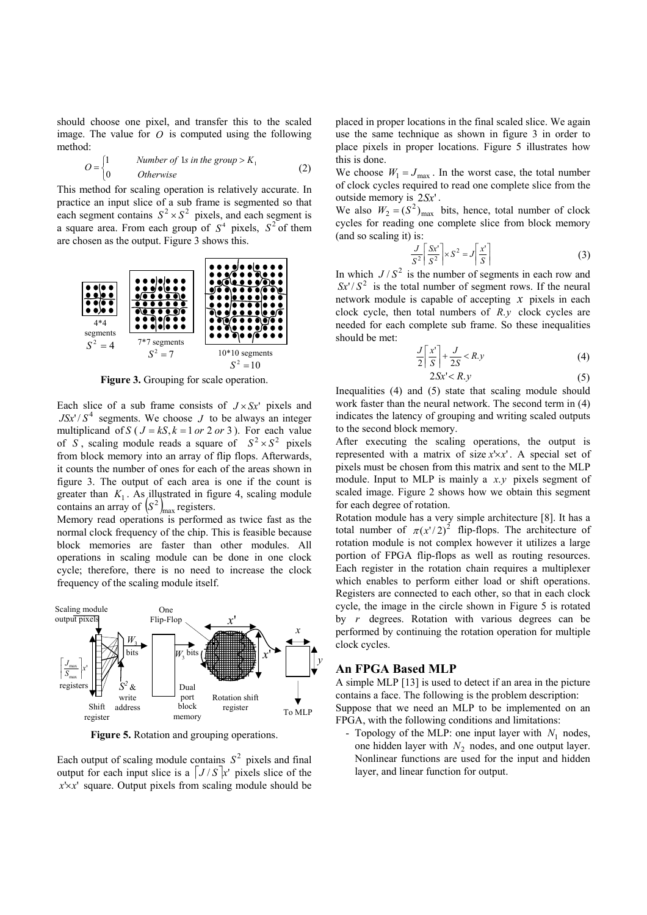should choose one pixel, and transfer this to the scaled image. The value for $O$ is computed using the following method:

$$O = \begin{cases} 1 & \text{Number of 1s in the group} > K_1 \\ 0 & \text{Otherwise} \end{cases} \qquad (2)$$

This method for scaling operation is relatively accurate. In practice an input slice of a sub frame is segmented so that each segment contains $S^2 \times S^2$ pixels, and each segment is a square area. From each group of $S^4$ pixels, $S^2$ of them are chosen as the output. Figure 3 shows this.

**Figure 3.** Grouping for scale operation.

Each slice of a sub frame consists of $J \times Sx'$ pixels and $JSx'/S^4$ segments. We choose $J$ to be always an integer multiplicand of $S$ ($J = kS, k = 1$ *or* 2 *or* 3). For each value of $S$, scaling module reads a square of $S^2 \times S^2$ pixels from block memory into an array of flip flops. Afterwards, it counts the number of ones for each of the areas shown in figure 3. The output of each area is one if the count is greater than $K_1$. As illustrated in figure 4, scaling module contains an array of $(S^2)_{\max}$ registers.

Memory read operations is performed as twice fast as the normal clock frequency of the chip. This is feasible because block memories are faster than other modules. All operations in scaling module can be done in one clock cycle; therefore, there is no need to increase the clock frequency of the scaling module itself.

**Figure 5.** Rotation and grouping operations.

Each output of scaling module contains $S^2$ pixels and final output for each input slice is a $\lceil J/S \rceil x'$ pixels slice of the $x' \times x'$ square. Output pixels from scaling module should be placed in proper locations in the final scaled slice. We again use the same technique as shown in figure 3 in order to place pixels in proper locations. Figure 5 illustrates how this is done.

We choose $W_1 = J_{\max}$. In the worst case, the total number of clock cycles required to read one complete slice from the outside memory is $2Sx'$.

We also $W_2 = (S^2)_{\max}$ bits, hence, total number of clock cycles for reading one complete slice from block memory (and so scaling it) is:

$$\frac{J}{S^2}\left\lceil \frac{Sx'}{S^2} \right\rceil \times S^2 = J\left\lceil \frac{x'}{S} \right\rceil \qquad (3)$$

In which $J/S^2$ is the number of segments in each row and $Sx'/S^2$ is the total number of segment rows. If the neural network module is capable of accepting $x$ pixels in each clock cycle, then total numbers of $R.y$ clock cycles are needed for each complete sub frame. So these inequalities should be met:

$$\frac{J}{2}\left\lceil \frac{x'}{S} \right\rceil + \frac{J}{2S} < R.y \qquad (4)$$

$$2Sx' < R.y \qquad (5)$$

Inequalities (4) and (5) state that scaling module should work faster than the neural network. The second term in (4) indicates the latency of grouping and writing scaled outputs to the second block memory.

After executing the scaling operations, the output is represented with a matrix of size $x' \times x'$. A special set of pixels must be chosen from this matrix and sent to the MLP module. Input to MLP is mainly a $x.y$ pixels segment of scaled image. Figure 2 shows how we obtain this segment for each degree of rotation.

Rotation module has a very simple architecture [8]. It has a total number of $\pi(x'/2)^2$ flip-flops. The architecture of rotation module is not complex however it utilizes a large portion of FPGA flip-flops as well as routing resources. Each register in the rotation chain requires a multiplexer which enables to perform either load or shift operations. Registers are connected to each other, so that in each clock cycle, the image in the circle shown in Figure 5 is rotated by $r$ degrees. Rotation with various degrees can be performed by continuing the rotation operation for multiple clock cycles.

## An FPGA Based MLP

A simple MLP [13] is used to detect if an area in the picture contains a face. The following is the problem description:

Suppose that we need an MLP to be implemented on an FPGA, with the following conditions and limitations:

- Topology of the MLP: one input layer with $N_1$ nodes, one hidden layer with $N_2$ nodes, and one output layer. Nonlinear functions are used for the input and hidden layer, and linear function for output.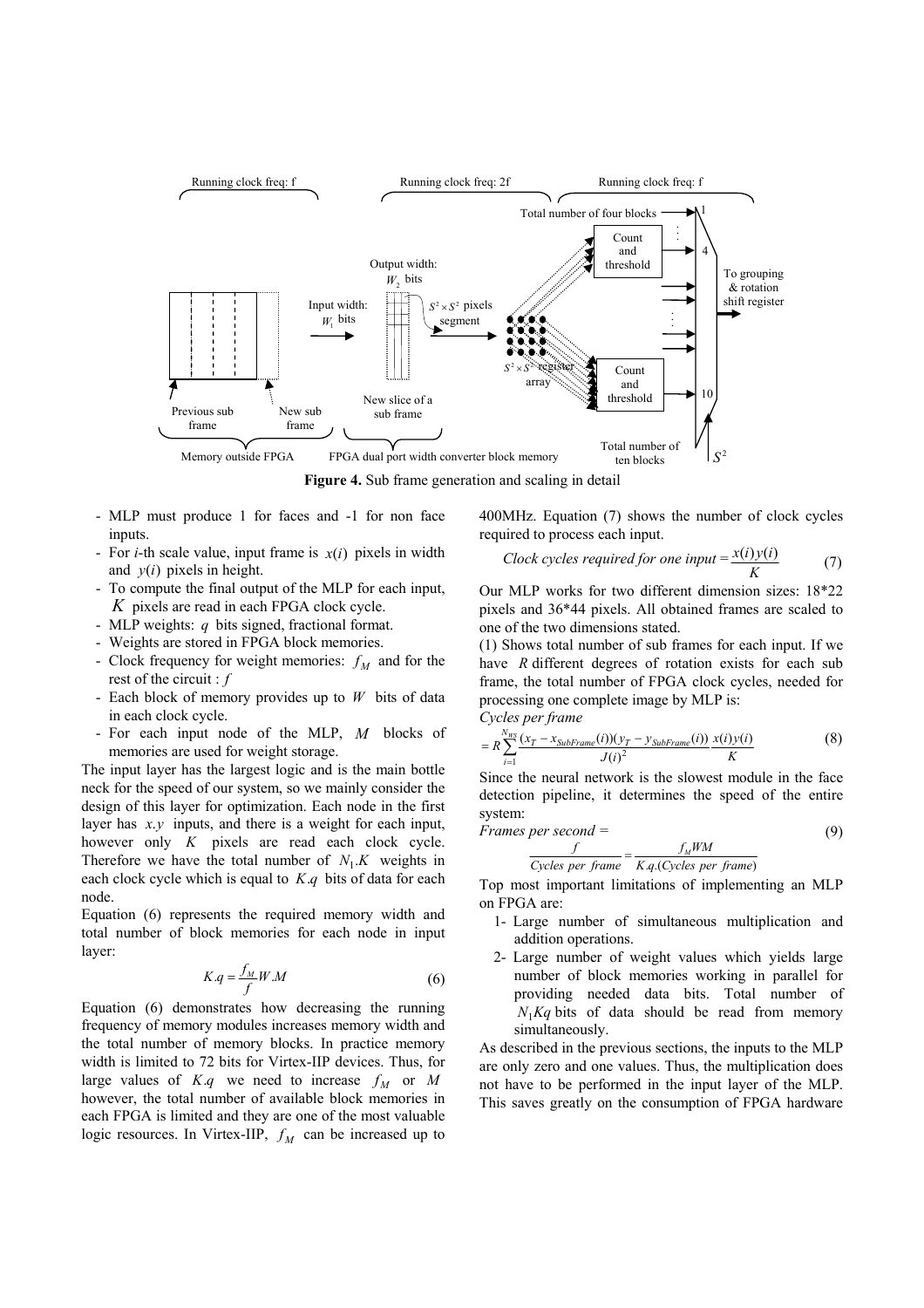**Figure 4.** Sub frame generation and scaling in detail

- MLP must produce 1 for faces and -1 for non face inputs.
- For *i*-th scale value, input frame is $x(i)$ pixels in width and $y(i)$ pixels in height.
- To compute the final output of the MLP for each input, $K$ pixels are read in each FPGA clock cycle.
- MLP weights: $q$ bits signed, fractional format.
- Weights are stored in FPGA block memories.
- Clock frequency for weight memories: $f_M$ and for the rest of the circuit : $f$
- Each block of memory provides up to $W$ bits of data in each clock cycle.
- For each input node of the MLP, $M$ blocks of memories are used for weight storage.

The input layer has the largest logic and is the main bottle neck for the speed of our system, so we mainly consider the design of this layer for optimization. Each node in the first layer has $x.y$ inputs, and there is a weight for each input, however only $K$ pixels are read each clock cycle. Therefore we have the total number of $N_1.K$ weights in each clock cycle which is equal to $K.q$ bits of data for each node.

Equation (6) represents the required memory width and total number of block memories for each node in input layer:

$$K.q = \frac{f_M}{f} W.M \tag{6}$$

Equation (6) demonstrates how decreasing the running frequency of memory modules increases memory width and the total number of memory blocks. In practice memory width is limited to 72 bits for Virtex-IIP devices. Thus, for large values of $K.q$ we need to increase $f_M$ or $M$ however, the total number of available block memories in each FPGA is limited and they are one of the most valuable logic resources. In Virtex-IIP, $f_M$ can be increased up to 400MHz. Equation (7) shows the number of clock cycles required to process each input.

$$\textit{Clock cycles required for one input} = \frac{x(i)y(i)}{K} \tag{7}$$

Our MLP works for two different dimension sizes: 18\*22 pixels and 36\*44 pixels. All obtained frames are scaled to one of the two dimensions stated.

(1) Shows total number of sub frames for each input. If we have $R$ different degrees of rotation exists for each sub frame, the total number of FPGA clock cycles, needed for processing one complete image by MLP is:

*Cycles per frame*

$$= R \sum_{i=1}^{N_{HS}} \frac{(x_T - x_{SubFrame}(i))(y_T - y_{SubFrame}(i))}{J(i)^2} \frac{x(i)y(i)}{K} \tag{8}$$

Since the neural network is the slowest module in the face detection pipeline, it determines the speed of the entire system:

$$\textit{Frames per second} = \frac{f}{\textit{Cycles per frame}} = \frac{f_M WM}{K.q.(\textit{Cycles per frame})} \tag{9}$$

Top most important limitations of implementing an MLP on FPGA are:

1. Large number of simultaneous multiplication and addition operations.
2. Large number of weight values which yields large number of block memories working in parallel for providing needed data bits. Total number of $N_1 Kq$ bits of data should be read from memory simultaneously.

As described in the previous sections, the inputs to the MLP are only zero and one values. Thus, the multiplication does not have to be performed in the input layer of the MLP. This saves greatly on the consumption of FPGA hardware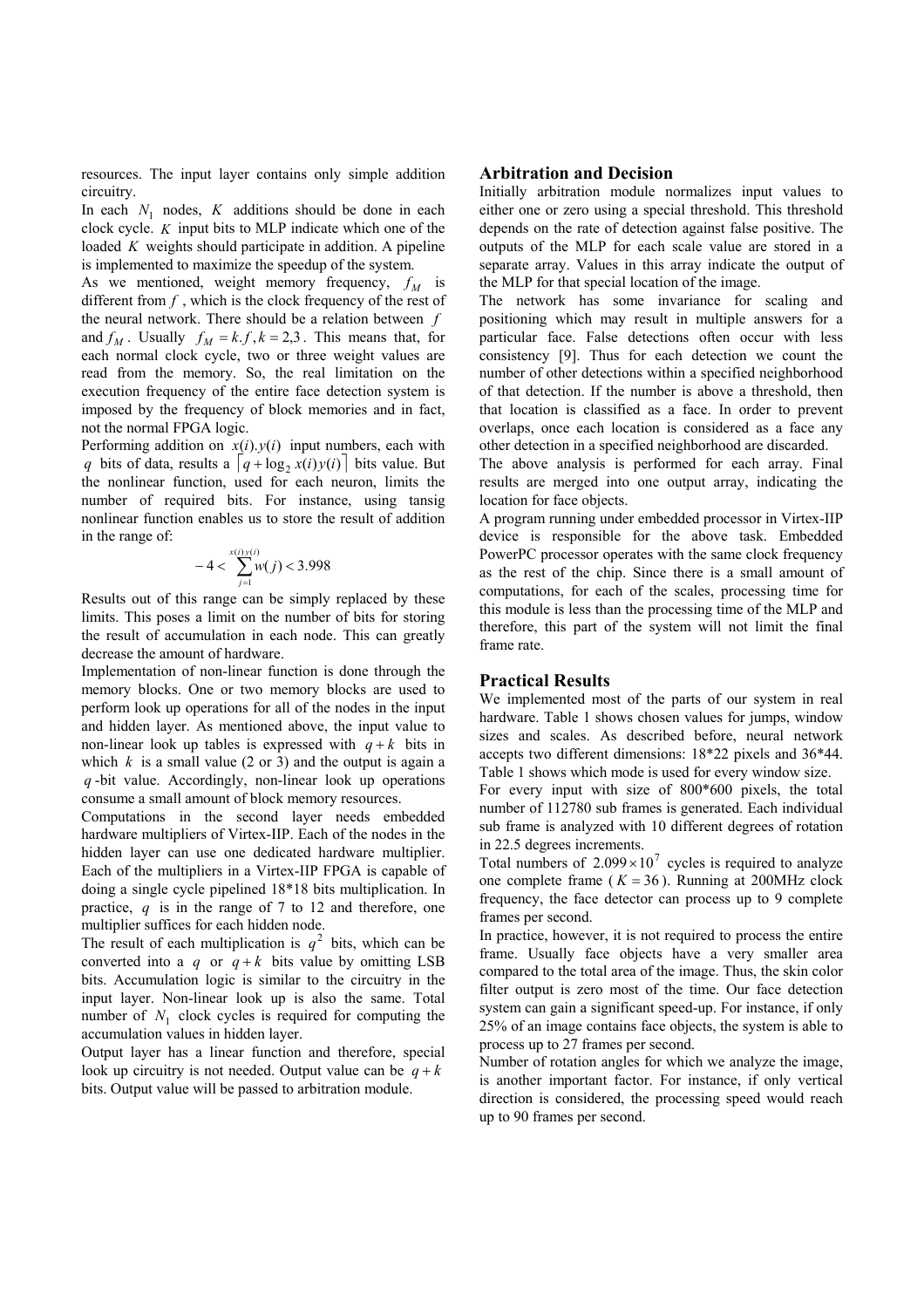resources. The input layer contains only simple addition circuitry.

In each $N_1$ nodes, $K$ additions should be done in each clock cycle. $K$ input bits to MLP indicate which one of the loaded $K$ weights should participate in addition. A pipeline is implemented to maximize the speedup of the system.

As we mentioned, weight memory frequency, $f_M$ is different from $f$, which is the clock frequency of the rest of the neural network. There should be a relation between $f$ and $f_M$. Usually $f_M = k.f, k = 2,3$. This means that, for each normal clock cycle, two or three weight values are read from the memory. So, the real limitation on the execution frequency of the entire face detection system is imposed by the frequency of block memories and in fact, not the normal FPGA logic.

Performing addition on $x(i).y(i)$ input numbers, each with $q$ bits of data, results a $\lceil q + \log_2 x(i)y(i) \rceil$ bits value. But the nonlinear function, used for each neuron, limits the number of required bits. For instance, using tansig nonlinear function enables us to store the result of addition in the range of:

$$-4 < \sum_{j=1}^{x(i)y(i)} w(j) < 3.998$$

Results out of this range can be simply replaced by these limits. This poses a limit on the number of bits for storing the result of accumulation in each node. This can greatly decrease the amount of hardware.

Implementation of non-linear function is done through the memory blocks. One or two memory blocks are used to perform look up operations for all of the nodes in the input and hidden layer. As mentioned above, the input value to non-linear look up tables is expressed with $q + k$ bits in which $k$ is a small value (2 or 3) and the output is again a $q$-bit value. Accordingly, non-linear look up operations consume a small amount of block memory resources.

Computations in the second layer needs embedded hardware multipliers of Virtex-IIP. Each of the nodes in the hidden layer can use one dedicated hardware multiplier. Each of the multipliers in a Virtex-IIP FPGA is capable of doing a single cycle pipelined 18*18 bits multiplication. In practice, $q$ is in the range of 7 to 12 and therefore, one multiplier suffices for each hidden node.

The result of each multiplication is $q^2$ bits, which can be converted into a $q$ or $q + k$ bits value by omitting LSB bits. Accumulation logic is similar to the circuitry in the input layer. Non-linear look up is also the same. Total number of $N_1$ clock cycles is required for computing the accumulation values in hidden layer.

Output layer has a linear function and therefore, special look up circuitry is not needed. Output value can be $q + k$ bits. Output value will be passed to arbitration module.

## Arbitration and Decision

Initially arbitration module normalizes input values to either one or zero using a special threshold. This threshold depends on the rate of detection against false positive. The outputs of the MLP for each scale value are stored in a separate array. Values in this array indicate the output of the MLP for that special location of the image.

The network has some invariance for scaling and positioning which may result in multiple answers for a particular face. False detections often occur with less consistency [9]. Thus for each detection we count the number of other detections within a specified neighborhood of that detection. If the number is above a threshold, then that location is classified as a face. In order to prevent overlaps, once each location is considered as a face any other detection in a specified neighborhood are discarded.

The above analysis is performed for each array. Final results are merged into one output array, indicating the location for face objects.

A program running under embedded processor in Virtex-IIP device is responsible for the above task. Embedded PowerPC processor operates with the same clock frequency as the rest of the chip. Since there is a small amount of computations, for each of the scales, processing time for this module is less than the processing time of the MLP and therefore, this part of the system will not limit the final frame rate.

## Practical Results

We implemented most of the parts of our system in real hardware. Table 1 shows chosen values for jumps, window sizes and scales. As described before, neural network accepts two different dimensions: 18*22 pixels and 36*44. Table 1 shows which mode is used for every window size.

For every input with size of 800*600 pixels, the total number of 112780 sub frames is generated. Each individual sub frame is analyzed with 10 different degrees of rotation in 22.5 degrees increments.

Total numbers of $2.099 \times 10^7$ cycles is required to analyze one complete frame ($K = 36$). Running at 200MHz clock frequency, the face detector can process up to 9 complete frames per second.

In practice, however, it is not required to process the entire frame. Usually face objects have a very smaller area compared to the total area of the image. Thus, the skin color filter output is zero most of the time. Our face detection system can gain a significant speed-up. For instance, if only 25% of an image contains face objects, the system is able to process up to 27 frames per second.

Number of rotation angles for which we analyze the image, is another important factor. For instance, if only vertical direction is considered, the processing speed would reach up to 90 frames per second.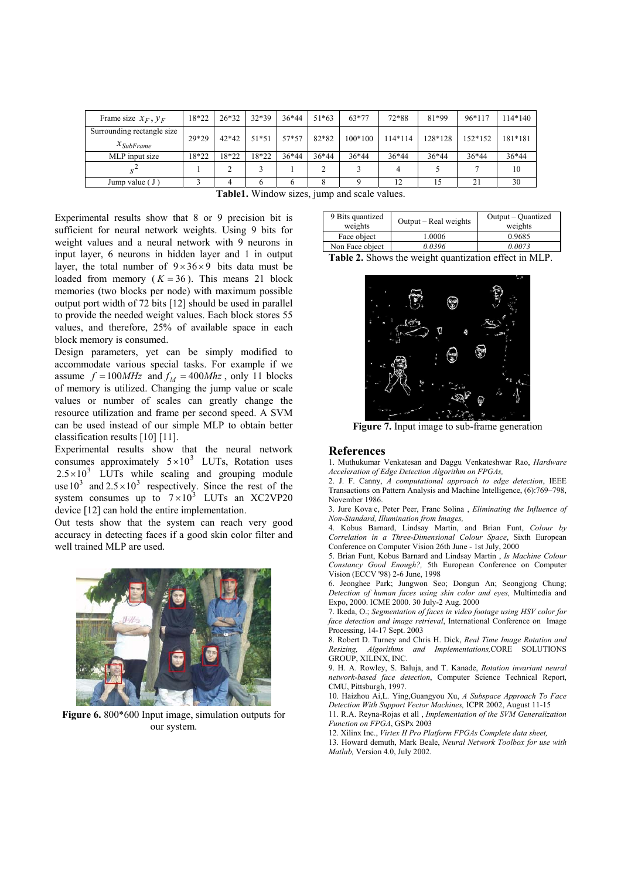| Frame size $x_F, y_F$ | 18*22 | 26*32 | 32*39 | 36*44 | 51*63 | 63*77 | 72*88 | 81*99 | 96*117 | 114*140 |
|---|---|---|---|---|---|---|---|---|---|---|
| Surrounding rectangle size $x_{SubFrame}$ | 29*29 | 42*42 | 51*51 | 57*57 | 82*82 | 100*100 | 114*114 | 128*128 | 152*152 | 181*181 |
| MLP input size | 18*22 | 18*22 | 18*22 | 36*44 | 36*44 | 36*44 | 36*44 | 36*44 | 36*44 | 36*44 |
| $s^2$ | 1 | 2 | 3 | 1 | 2 | 3 | 4 | 5 | 7 | 10 |
| Jump value ( J ) | 3 | 4 | 6 | 6 | 8 | 9 | 12 | 15 | 21 | 30 |

**Table1.** Window sizes, jump and scale values.

Experimental results show that 8 or 9 precision bit is sufficient for neural network weights. Using 9 bits for weight values and a neural network with 9 neurons in input layer, 6 neurons in hidden layer and 1 in output layer, the total number of $9 \times 36 \times 9$ bits data must be loaded from memory ( $K = 36$ ). This means 21 block memories (two blocks per node) with maximum possible output port width of 72 bits [12] should be used in parallel to provide the needed weight values. Each block stores 55 values, and therefore, 25% of available space in each block memory is consumed.

Design parameters, yet can be simply modified to accommodate various special tasks. For example if we assume $f = 100MHz$ and $f_M = 400Mhz$ , only 11 blocks of memory is utilized. Changing the jump value or scale values or number of scales can greatly change the resource utilization and frame per second speed. A SVM can be used instead of our simple MLP to obtain better classification results [10] [11].

Experimental results show that the neural network consumes approximately $5 \times 10^3$ LUTs, Rotation uses $2.5 \times 10^3$ LUTs while scaling and grouping module use $10^3$ and $2.5 \times 10^3$ respectively. Since the rest of the system consumes up to $7 \times 10^3$ LUTs an XC2VP20 device [12] can hold the entire implementation.

Out tests show that the system can reach very good accuracy in detecting faces if a good skin color filter and well trained MLP are used.

**Figure 6.** 800*600 Input image, simulation outputs for our system.

| 9 Bits quantized weights | Output – Real weights | Output – Quantized weights |
|---|---|---|
| Face object | 1.0006 | 0.9685 |
| Non Face object | *0.0396* | *0.0073* |

**Table 2.** Shows the weight quantization effect in MLP.

**Figure 7.** Input image to sub-frame generation

## References

1. Muthukumar Venkatesan and Daggu Venkateshwar Rao, *Hardware Acceleration of Edge Detection Algorithm on FPGAs,*
2. J. F. Canny, *A computational approach to edge detection*, IEEE Transactions on Pattern Analysis and Machine Intelligence, (6):769–798, November 1986.
3. Jure Kova·c, Peter Peer, Franc Solina , *Eliminating the Influence of Non-Standard, Illumination from Images,*
4. Kobus Barnard, Lindsay Martin, and Brian Funt, *Colour by Correlation in a Three-Dimensional Colour Space*, Sixth European Conference on Computer Vision 26th June - 1st July, 2000
5. Brian Funt, Kobus Barnard and Lindsay Martin , *Is Machine Colour Constancy Good Enough?,* 5th European Conference on Computer Vision (ECCV '98) 2-6 June, 1998
6. Jeonghee Park; Jungwon Seo; Dongun An; Seongjong Chung; *Detection of human faces using skin color and eyes,* Multimedia and Expo, 2000. ICME 2000. 30 July-2 Aug. 2000
7. Ikeda, O.; *Segmentation of faces in video footage using HSV color for face detection and image retrieval*, International Conference on Image Processing, 14-17 Sept. 2003
8. Robert D. Turney and Chris H. Dick, *Real Time Image Rotation and Resizing, Algorithms and Implementations,*CORE SOLUTIONS GROUP, XILINX, INC.
9. H. A. Rowley, S. Baluja, and T. Kanade, *Rotation invariant neural network-based face detection*, Computer Science Technical Report, CMU, Pittsburgh, 1997.
10. Haizhou Ai,L. Ying,Guangyou Xu, *A Subspace Approach To Face Detection With Support Vector Machines,* ICPR 2002, August 11-15
11. R.A. Reyna-Rojas et all , *Implementation of the SVM Generalization Function on FPGA*, GSPx 2003
12. Xilinx Inc., *Virtex II Pro Platform FPGAs Complete data sheet,*
13. Howard demuth, Mark Beale, *Neural Network Toolbox for use with Matlab,* Version 4.0, July 2002.